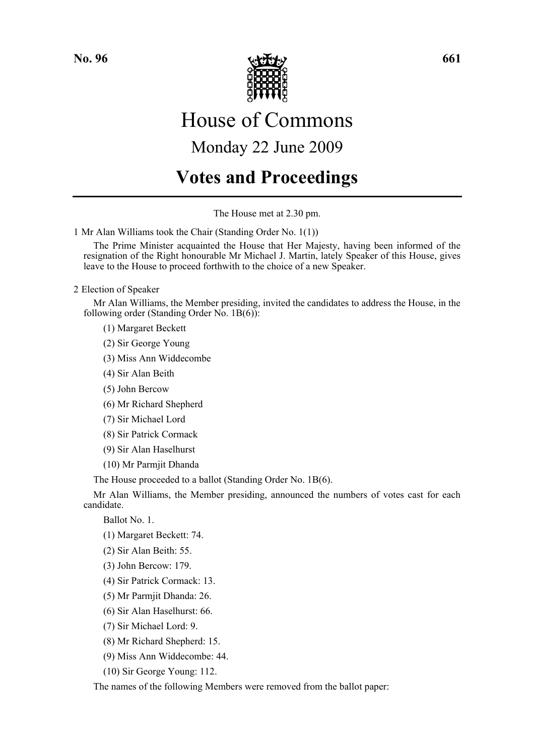# House of Commons

## Monday 22 June 2009

# Votes and Proceedings

The House met at 2.30 pm.

1 Mr Alan Williams took the Chair (Standing Order No. 1(1))

The Prime Minister acquainted the House that Her Majesty, having been informed of the resignation of the Right honourable Mr Michael J. Martin, lately Speaker of this House, gives leave to the House to proceed forthwith to the choice of a new Speaker.

2 Election of Speaker

Mr Alan Williams, the Member presiding, invited the candidates to address the House, in the following order (Standing Order No. 1B(6)):

(1) Margaret Beckett

(2) Sir George Young

(3) Miss Ann Widdecombe

(4) Sir Alan Beith

(5) John Bercow

(6) Mr Richard Shepherd

(7) Sir Michael Lord

(8) Sir Patrick Cormack

(9) Sir Alan Haselhurst

(10) Mr Parmjit Dhanda

The House proceeded to a ballot (Standing Order No. 1B(6).

Mr Alan Williams, the Member presiding, announced the numbers of votes cast for each candidate.

Ballot No. 1.

(1) Margaret Beckett: 74.

(2) Sir Alan Beith: 55.

(3) John Bercow: 179.

(4) Sir Patrick Cormack: 13.

(5) Mr Parmjit Dhanda: 26.

(6) Sir Alan Haselhurst: 66.

(7) Sir Michael Lord: 9.

(8) Mr Richard Shepherd: 15.

(9) Miss Ann Widdecombe: 44.

(10) Sir George Young: 112.

The names of the following Members were removed from the ballot paper: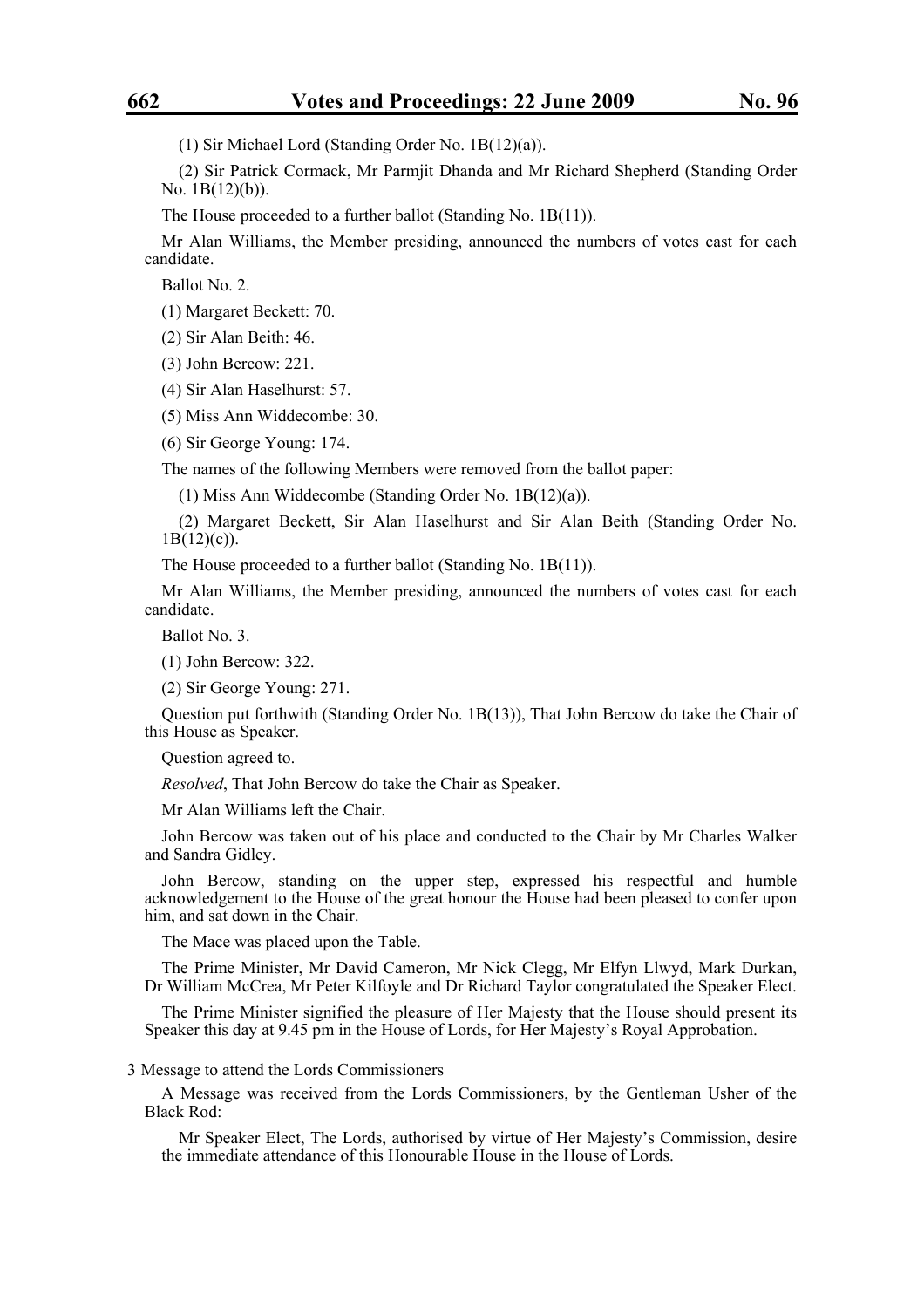(1) Sir Michael Lord (Standing Order No. 1B(12)(a)).

(2) Sir Patrick Cormack, Mr Parmjit Dhanda and Mr Richard Shepherd (Standing Order No. 1B(12)(b)).

The House proceeded to a further ballot (Standing No. 1B(11)).

Mr Alan Williams, the Member presiding, announced the numbers of votes cast for each candidate.

Ballot No. 2.

(1) Margaret Beckett: 70.

(2) Sir Alan Beith: 46.

(3) John Bercow: 221.

(4) Sir Alan Haselhurst: 57.

(5) Miss Ann Widdecombe: 30.

(6) Sir George Young: 174.

The names of the following Members were removed from the ballot paper:

(1) Miss Ann Widdecombe (Standing Order No. 1B(12)(a)).

(2) Margaret Beckett, Sir Alan Haselhurst and Sir Alan Beith (Standing Order No. 1B(12)(c)).

The House proceeded to a further ballot (Standing No. 1B(11)).

Mr Alan Williams, the Member presiding, announced the numbers of votes cast for each candidate.

Ballot No. 3.

(1) John Bercow: 322.

(2) Sir George Young: 271.

Question put forthwith (Standing Order No. 1B(13)), That John Bercow do take the Chair of this House as Speaker.

Question agreed to.

*Resolved*, That John Bercow do take the Chair as Speaker.

Mr Alan Williams left the Chair.

John Bercow was taken out of his place and conducted to the Chair by Mr Charles Walker and Sandra Gidley.

John Bercow, standing on the upper step, expressed his respectful and humble acknowledgement to the House of the great honour the House had been pleased to confer upon him, and sat down in the Chair.

The Mace was placed upon the Table.

The Prime Minister, Mr David Cameron, Mr Nick Clegg, Mr Elfyn Llwyd, Mark Durkan, Dr William McCrea, Mr Peter Kilfoyle and Dr Richard Taylor congratulated the Speaker Elect.

The Prime Minister signified the pleasure of Her Majesty that the House should present its Speaker this day at 9.45 pm in the House of Lords, for Her Majesty's Royal Approbation.

3 Message to attend the Lords Commissioners

A Message was received from the Lords Commissioners, by the Gentleman Usher of the Black Rod:

Mr Speaker Elect, The Lords, authorised by virtue of Her Majesty's Commission, desire the immediate attendance of this Honourable House in the House of Lords.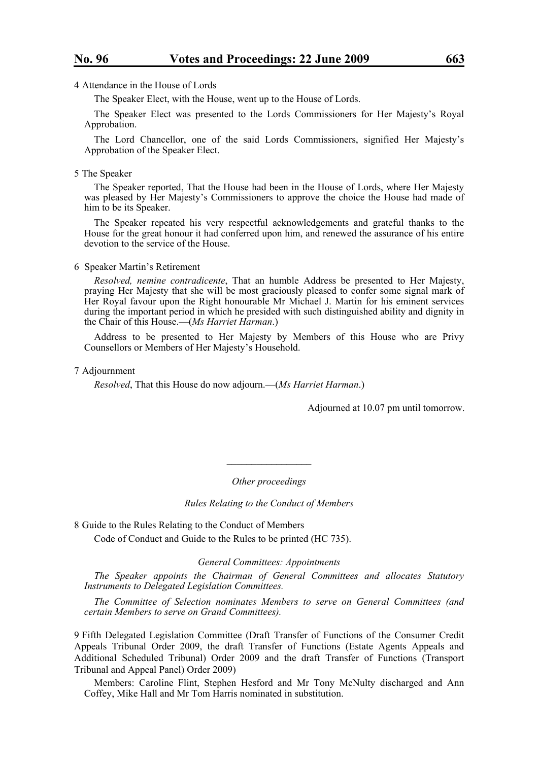4 Attendance in the House of Lords

The Speaker Elect, with the House, went up to the House of Lords.

The Speaker Elect was presented to the Lords Commissioners for Her Majesty's Royal Approbation.

The Lord Chancellor, one of the said Lords Commissioners, signified Her Majesty's Approbation of the Speaker Elect.

5 The Speaker

The Speaker reported, That the House had been in the House of Lords, where Her Majesty was pleased by Her Majesty's Commissioners to approve the choice the House had made of him to be its Speaker.

The Speaker repeated his very respectful acknowledgements and grateful thanks to the House for the great honour it had conferred upon him, and renewed the assurance of his entire devotion to the service of the House.

6 Speaker Martin's Retirement

*Resolved, nemine contradicente*, That an humble Address be presented to Her Majesty, praying Her Majesty that she will be most graciously pleased to confer some signal mark of Her Royal favour upon the Right honourable Mr Michael J. Martin for his eminent services during the important period in which he presided with such distinguished ability and dignity in the Chair of this House.—(*Ms Harriet Harman*.)

Address to be presented to Her Majesty by Members of this House who are Privy Counsellors or Members of Her Majesty's Household.

7 Adjournment

*Resolved*, That this House do now adjourn.—(*Ms Harriet Harman*.)

Adjourned at 10.07 pm until tomorrow.

---

*Other proceedings*

*Rules Relating to the Conduct of Members*

8 Guide to the Rules Relating to the Conduct of Members

Code of Conduct and Guide to the Rules to be printed (HC 735).

*General Committees: Appointments*

*The Speaker appoints the Chairman of General Committees and allocates Statutory Instruments to Delegated Legislation Committees.*

*The Committee of Selection nominates Members to serve on General Committees (and certain Members to serve on Grand Committees).*

9 Fifth Delegated Legislation Committee (Draft Transfer of Functions of the Consumer Credit Appeals Tribunal Order 2009, the draft Transfer of Functions (Estate Agents Appeals and Additional Scheduled Tribunal) Order 2009 and the draft Transfer of Functions (Transport Tribunal and Appeal Panel) Order 2009)

Members: Caroline Flint, Stephen Hesford and Mr Tony McNulty discharged and Ann Coffey, Mike Hall and Mr Tom Harris nominated in substitution.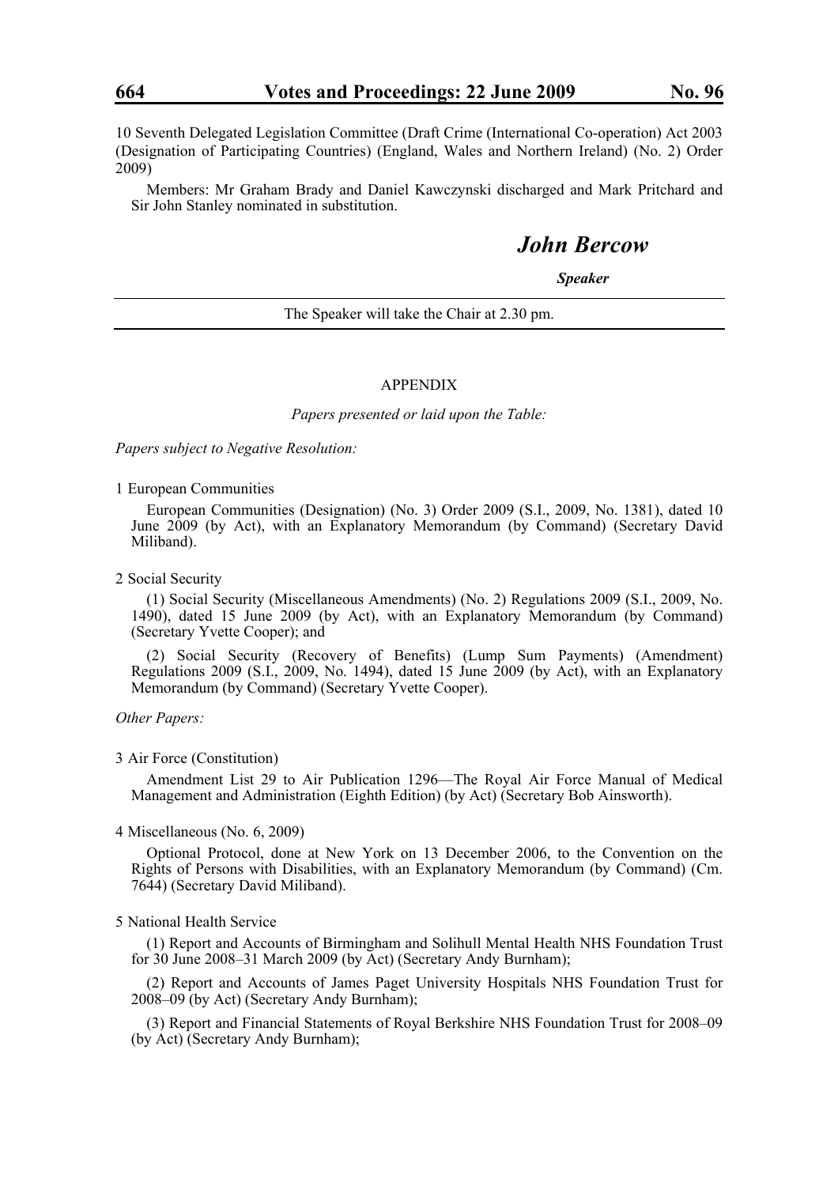10 Seventh Delegated Legislation Committee (Draft Crime (International Co-operation) Act 2003 (Designation of Participating Countries) (England, Wales and Northern Ireland) (No. 2) Order 2009)

Members: Mr Graham Brady and Daniel Kawczynski discharged and Mark Pritchard and Sir John Stanley nominated in substitution.

***John Bercow***

***Speaker***

The Speaker will take the Chair at 2.30 pm.

APPENDIX

*Papers presented or laid upon the Table:*

*Papers subject to Negative Resolution:*

1 European Communities

European Communities (Designation) (No. 3) Order 2009 (S.I., 2009, No. 1381), dated 10 June 2009 (by Act), with an Explanatory Memorandum (by Command) (Secretary David Miliband).

2 Social Security

(1) Social Security (Miscellaneous Amendments) (No. 2) Regulations 2009 (S.I., 2009, No. 1490), dated 15 June 2009 (by Act), with an Explanatory Memorandum (by Command) (Secretary Yvette Cooper); and

(2) Social Security (Recovery of Benefits) (Lump Sum Payments) (Amendment) Regulations 2009 (S.I., 2009, No. 1494), dated 15 June 2009 (by Act), with an Explanatory Memorandum (by Command) (Secretary Yvette Cooper).

*Other Papers:*

3 Air Force (Constitution)

Amendment List 29 to Air Publication 1296—The Royal Air Force Manual of Medical Management and Administration (Eighth Edition) (by Act) (Secretary Bob Ainsworth).

4 Miscellaneous (No. 6, 2009)

Optional Protocol, done at New York on 13 December 2006, to the Convention on the Rights of Persons with Disabilities, with an Explanatory Memorandum (by Command) (Cm. 7644) (Secretary David Miliband).

5 National Health Service

(1) Report and Accounts of Birmingham and Solihull Mental Health NHS Foundation Trust for 30 June 2008–31 March 2009 (by Act) (Secretary Andy Burnham);

(2) Report and Accounts of James Paget University Hospitals NHS Foundation Trust for 2008–09 (by Act) (Secretary Andy Burnham);

(3) Report and Financial Statements of Royal Berkshire NHS Foundation Trust for 2008–09 (by Act) (Secretary Andy Burnham);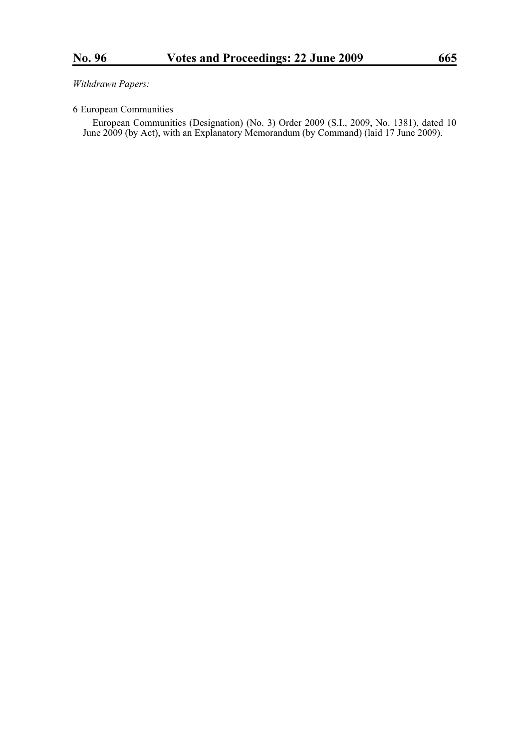*Withdrawn Papers:*

6 European Communities

European Communities (Designation) (No. 3) Order 2009 (S.I., 2009, No. 1381), dated 10 June 2009 (by Act), with an Explanatory Memorandum (by Command) (laid 17 June 2009).